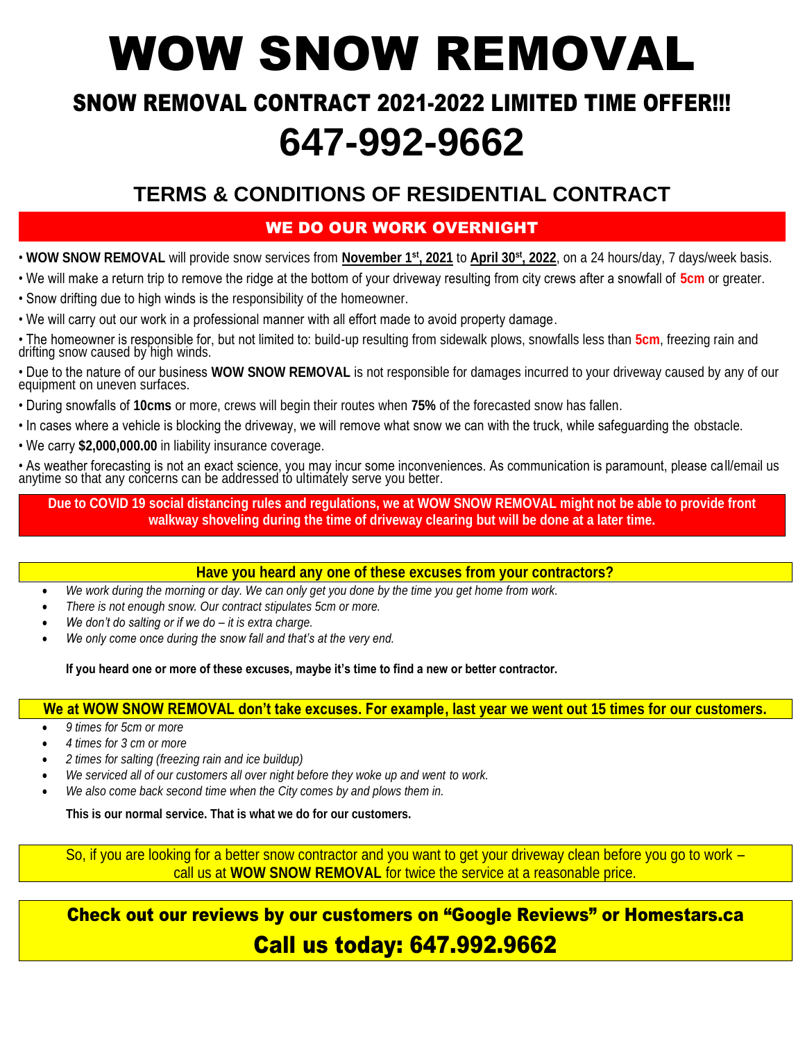# WOW SNOW REMOVAL

## SNOW REMOVAL CONTRACT 2021-2022 LIMITED TIME OFFER!!!

# 647-992-9662

## TERMS & CONDITIONS OF RESIDENTIAL CONTRACT

### WE DO OUR WORK OVERNIGHT

- **WOW SNOW REMOVAL** will provide snow services from **November 1st, 2021** to **April 30st, 2022**, on a 24 hours/day, 7 days/week basis.
- We will make a return trip to remove the ridge at the bottom of your driveway resulting from city crews after a snowfall of **5cm** or greater.
- Snow drifting due to high winds is the responsibility of the homeowner.
- We will carry out our work in a professional manner with all effort made to avoid property damage.
- The homeowner is responsible for, but not limited to: build-up resulting from sidewalk plows, snowfalls less than **5cm**, freezing rain and drifting snow caused by high winds.
- Due to the nature of our business **WOW SNOW REMOVAL** is not responsible for damages incurred to your driveway caused by any of our equipment on uneven surfaces.
- During snowfalls of **10cms** or more, crews will begin their routes when **75%** of the forecasted snow has fallen.
- In cases where a vehicle is blocking the driveway, we will remove what snow we can with the truck, while safeguarding the obstacle.
- We carry **$2,000,000.00** in liability insurance coverage.
- As weather forecasting is not an exact science, you may incur some inconveniences. As communication is paramount, please call/email us anytime so that any concerns can be addressed to ultimately serve you better.

**Due to COVID 19 social distancing rules and regulations, we at WOW SNOW REMOVAL might not be able to provide front walkway shoveling during the time of driveway clearing but will be done at a later time.**

**Have you heard any one of these excuses from your contractors?**

- *We work during the morning or day. We can only get you done by the time you get home from work.*
- *There is not enough snow. Our contract stipulates 5cm or more.*
- *We don't do salting or if we do – it is extra charge.*
- *We only come once during the snow fall and that's at the very end.*

**If you heard one or more of these excuses, maybe it's time to find a new or better contractor.**

**We at WOW SNOW REMOVAL don't take excuses. For example, last year we went out 15 times for our customers.**

- *9 times for 5cm or more*
- *4 times for 3 cm or more*
- *2 times for salting (freezing rain and ice buildup)*
- *We serviced all of our customers all over night before they woke up and went to work.*
- *We also come back second time when the City comes by and plows them in.*

**This is our normal service. That is what we do for our customers.**

So, if you are looking for a better snow contractor and you want to get your driveway clean before you go to work – call us at **WOW SNOW REMOVAL** for twice the service at a reasonable price.

**Check out our reviews by our customers on "Google Reviews" or Homestars.ca**

**Call us today: 647.992.9662**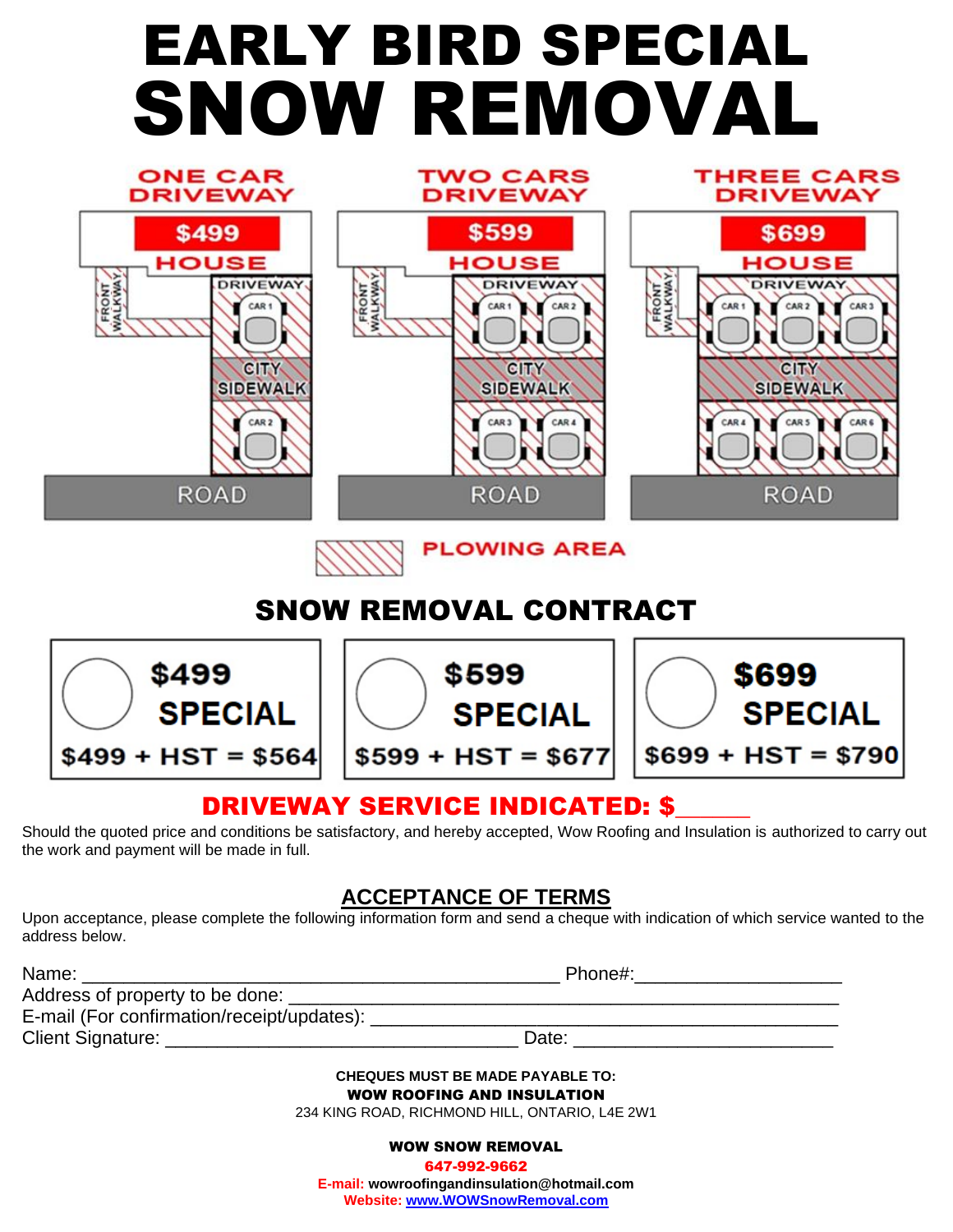# EARLY BIRD SPECIAL
# SNOW REMOVAL

ONE CAR DRIVEWAY
$499
HOUSE
FRONT WALKWAY
DRIVEWAY
CAR 1
CITY SIDEWALK
CAR 2
ROAD

TWO CARS DRIVEWAY
$599
HOUSE
FRONT WALKWAY
DRIVEWAY
CAR 1
CAR 2
CITY SIDEWALK
CAR 3
CAR 4
ROAD

THREE CARS DRIVEWAY
$699
HOUSE
FRONT WALKWAY
DRIVEWAY
CAR 1
CAR 2
CAR 3
CITY SIDEWALK
CAR 4
CAR 5
CAR 6
ROAD

PLOWING AREA

## SNOW REMOVAL CONTRACT

| | | |
|---|---|---|
| ◯ **$499 SPECIAL** | ◯ **$599 SPECIAL** | ◯ **$699 SPECIAL** |
| **$499 + HST = $564** | **$599 + HST = $677** | **$699 + HST = $790** |

**DRIVEWAY SERVICE INDICATED: $_____**

Should the quoted price and conditions be satisfactory, and hereby accepted, Wow Roofing and Insulation is authorized to carry out the work and payment will be made in full.

## ACCEPTANCE OF TERMS

Upon acceptance, please complete the following information form and send a cheque with indication of which service wanted to the address below.

Name: ____________________________________________ Phone#:___________________

Address of property to be done: ____________________________________________________

E-mail (For confirmation/receipt/updates): ____________________________________________

Client Signature: _________________________________ Date: ________________________

**CHEQUES MUST BE MADE PAYABLE TO:**
**WOW ROOFING AND INSULATION**
234 KING ROAD, RICHMOND HILL, ONTARIO, L4E 2W1

**WOW SNOW REMOVAL**
**647-992-9662**
**E-mail:** wowroofingandinsulation@hotmail.com
**Website:** www.WOWSnowRemoval.com